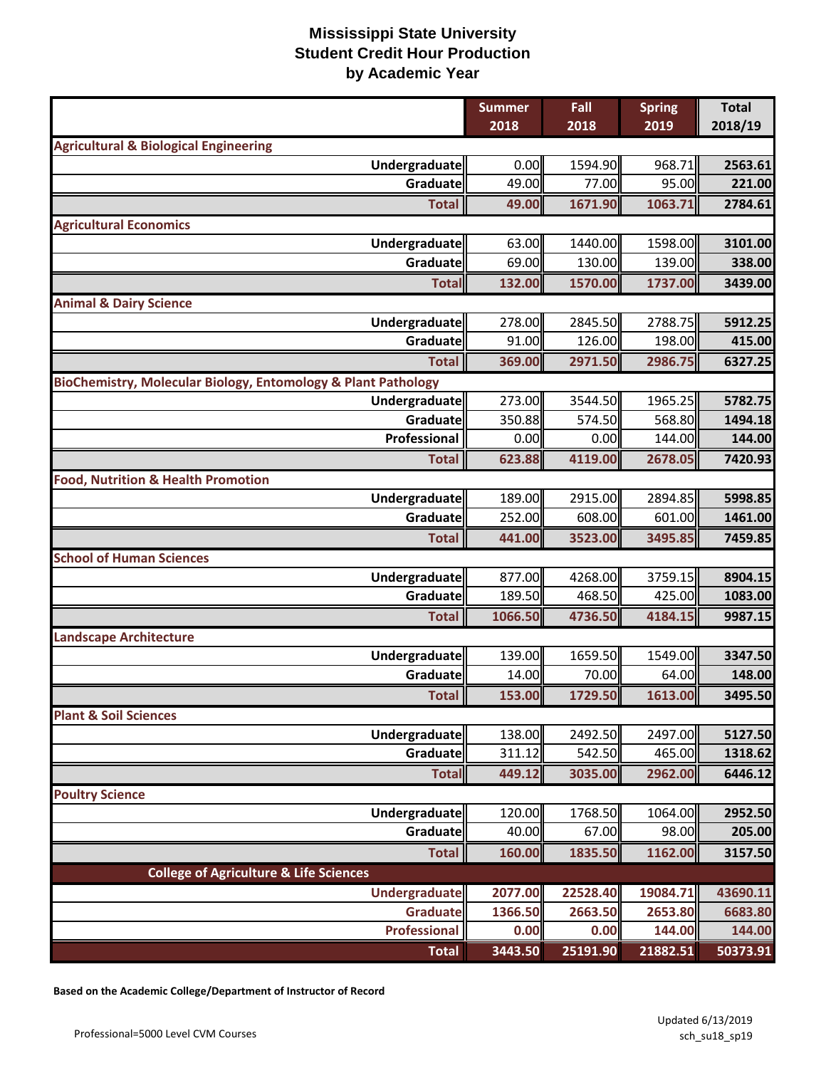# Mississippi State University
## Student Credit Hour Production
### by Academic Year

| | Summer 2018 | Fall 2018 | Spring 2019 | Total 2018/19 |
|---|---|---|---|---|
| **Agricultural & Biological Engineering** | | | | |
| Undergraduate | 0.00 | 1594.90 | 968.71 | 2563.61 |
| Graduate | 49.00 | 77.00 | 95.00 | 221.00 |
| **Total** | **49.00** | **1671.90** | **1063.71** | **2784.61** |
| **Agricultural Economics** | | | | |
| Undergraduate | 63.00 | 1440.00 | 1598.00 | 3101.00 |
| Graduate | 69.00 | 130.00 | 139.00 | 338.00 |
| **Total** | **132.00** | **1570.00** | **1737.00** | **3439.00** |
| **Animal & Dairy Science** | | | | |
| Undergraduate | 278.00 | 2845.50 | 2788.75 | 5912.25 |
| Graduate | 91.00 | 126.00 | 198.00 | 415.00 |
| **Total** | **369.00** | **2971.50** | **2986.75** | **6327.25** |
| **BioChemistry, Molecular Biology, Entomology & Plant Pathology** | | | | |
| Undergraduate | 273.00 | 3544.50 | 1965.25 | 5782.75 |
| Graduate | 350.88 | 574.50 | 568.80 | 1494.18 |
| Professional | 0.00 | 0.00 | 144.00 | 144.00 |
| **Total** | **623.88** | **4119.00** | **2678.05** | **7420.93** |
| **Food, Nutrition & Health Promotion** | | | | |
| Undergraduate | 189.00 | 2915.00 | 2894.85 | 5998.85 |
| Graduate | 252.00 | 608.00 | 601.00 | 1461.00 |
| **Total** | **441.00** | **3523.00** | **3495.85** | **7459.85** |
| **School of Human Sciences** | | | | |
| Undergraduate | 877.00 | 4268.00 | 3759.15 | 8904.15 |
| Graduate | 189.50 | 468.50 | 425.00 | 1083.00 |
| **Total** | **1066.50** | **4736.50** | **4184.15** | **9987.15** |
| **Landscape Architecture** | | | | |
| Undergraduate | 139.00 | 1659.50 | 1549.00 | 3347.50 |
| Graduate | 14.00 | 70.00 | 64.00 | 148.00 |
| **Total** | **153.00** | **1729.50** | **1613.00** | **3495.50** |
| **Plant & Soil Sciences** | | | | |
| Undergraduate | 138.00 | 2492.50 | 2497.00 | 5127.50 |
| Graduate | 311.12 | 542.50 | 465.00 | 1318.62 |
| **Total** | **449.12** | **3035.00** | **2962.00** | **6446.12** |
| **Poultry Science** | | | | |
| Undergraduate | 120.00 | 1768.50 | 1064.00 | 2952.50 |
| Graduate | 40.00 | 67.00 | 98.00 | 205.00 |
| **Total** | **160.00** | **1835.50** | **1162.00** | **3157.50** |
| **College of Agriculture & Life Sciences** | | | | |
| Undergraduate | 2077.00 | 22528.40 | 19084.71 | 43690.11 |
| Graduate | 1366.50 | 2663.50 | 2653.80 | 6683.80 |
| Professional | 0.00 | 0.00 | 144.00 | 144.00 |
| **Total** | **3443.50** | **25191.90** | **21882.51** | **50373.91** |

**Based on the Academic College/Department of Instructor of Record**

Professional=5000 Level CVM Courses

Updated 6/13/2019
sch_su18_sp19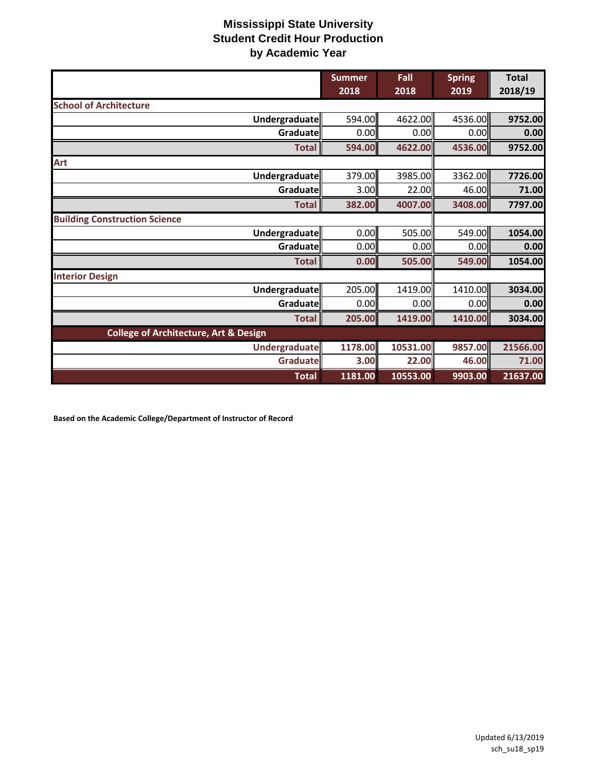# Mississippi State University
## Student Credit Hour Production
## by Academic Year

| | Summer 2018 | Fall 2018 | Spring 2019 | Total 2018/19 |
|---|---|---|---|---|
| **School of Architecture** | | | | |
| Undergraduate | 594.00 | 4622.00 | 4536.00 | **9752.00** |
| Graduate | 0.00 | 0.00 | 0.00 | **0.00** |
| **Total** | **594.00** | **4622.00** | **4536.00** | **9752.00** |
| **Art** | | | | |
| Undergraduate | 379.00 | 3985.00 | 3362.00 | **7726.00** |
| Graduate | 3.00 | 22.00 | 46.00 | **71.00** |
| **Total** | **382.00** | **4007.00** | **3408.00** | **7797.00** |
| **Building Construction Science** | | | | |
| Undergraduate | 0.00 | 505.00 | 549.00 | **1054.00** |
| Graduate | 0.00 | 0.00 | 0.00 | **0.00** |
| **Total** | **0.00** | **505.00** | **549.00** | **1054.00** |
| **Interior Design** | | | | |
| Undergraduate | 205.00 | 1419.00 | 1410.00 | **3034.00** |
| Graduate | 0.00 | 0.00 | 0.00 | **0.00** |
| **Total** | **205.00** | **1419.00** | **1410.00** | **3034.00** |
| **College of Architecture, Art & Design** | | | | |
| **Undergraduate** | **1178.00** | **10531.00** | **9857.00** | **21566.00** |
| **Graduate** | **3.00** | **22.00** | **46.00** | **71.00** |
| **Total** | **1181.00** | **10553.00** | **9903.00** | **21637.00** |

**Based on the Academic College/Department of Instructor of Record**

Updated 6/13/2019
sch_su18_sp19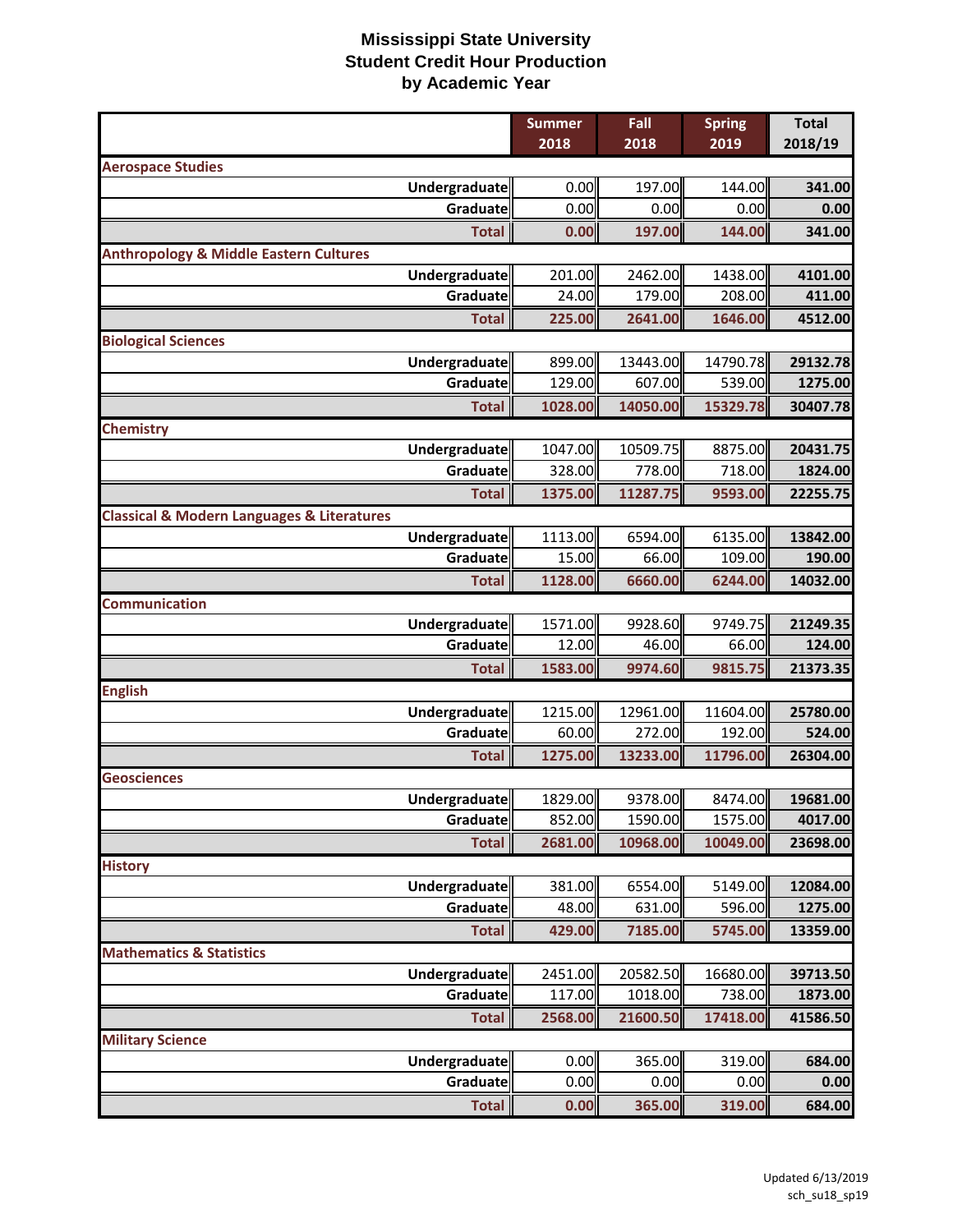# Mississippi State University
## Student Credit Hour Production
## by Academic Year

| | Summer 2018 | Fall 2018 | Spring 2019 | Total 2018/19 |
|---|---|---|---|---|
| **Aerospace Studies** | | | | |
| Undergraduate | 0.00 | 197.00 | 144.00 | 341.00 |
| Graduate | 0.00 | 0.00 | 0.00 | 0.00 |
| **Total** | **0.00** | **197.00** | **144.00** | **341.00** |
| **Anthropology & Middle Eastern Cultures** | | | | |
| Undergraduate | 201.00 | 2462.00 | 1438.00 | 4101.00 |
| Graduate | 24.00 | 179.00 | 208.00 | 411.00 |
| **Total** | **225.00** | **2641.00** | **1646.00** | **4512.00** |
| **Biological Sciences** | | | | |
| Undergraduate | 899.00 | 13443.00 | 14790.78 | 29132.78 |
| Graduate | 129.00 | 607.00 | 539.00 | 1275.00 |
| **Total** | **1028.00** | **14050.00** | **15329.78** | **30407.78** |
| **Chemistry** | | | | |
| Undergraduate | 1047.00 | 10509.75 | 8875.00 | 20431.75 |
| Graduate | 328.00 | 778.00 | 718.00 | 1824.00 |
| **Total** | **1375.00** | **11287.75** | **9593.00** | **22255.75** |
| **Classical & Modern Languages & Literatures** | | | | |
| Undergraduate | 1113.00 | 6594.00 | 6135.00 | 13842.00 |
| Graduate | 15.00 | 66.00 | 109.00 | 190.00 |
| **Total** | **1128.00** | **6660.00** | **6244.00** | **14032.00** |
| **Communication** | | | | |
| Undergraduate | 1571.00 | 9928.60 | 9749.75 | 21249.35 |
| Graduate | 12.00 | 46.00 | 66.00 | 124.00 |
| **Total** | **1583.00** | **9974.60** | **9815.75** | **21373.35** |
| **English** | | | | |
| Undergraduate | 1215.00 | 12961.00 | 11604.00 | 25780.00 |
| Graduate | 60.00 | 272.00 | 192.00 | 524.00 |
| **Total** | **1275.00** | **13233.00** | **11796.00** | **26304.00** |
| **Geosciences** | | | | |
| Undergraduate | 1829.00 | 9378.00 | 8474.00 | 19681.00 |
| Graduate | 852.00 | 1590.00 | 1575.00 | 4017.00 |
| **Total** | **2681.00** | **10968.00** | **10049.00** | **23698.00** |
| **History** | | | | |
| Undergraduate | 381.00 | 6554.00 | 5149.00 | 12084.00 |
| Graduate | 48.00 | 631.00 | 596.00 | 1275.00 |
| **Total** | **429.00** | **7185.00** | **5745.00** | **13359.00** |
| **Mathematics & Statistics** | | | | |
| Undergraduate | 2451.00 | 20582.50 | 16680.00 | 39713.50 |
| Graduate | 117.00 | 1018.00 | 738.00 | 1873.00 |
| **Total** | **2568.00** | **21600.50** | **17418.00** | **41586.50** |
| **Military Science** | | | | |
| Undergraduate | 0.00 | 365.00 | 319.00 | 684.00 |
| Graduate | 0.00 | 0.00 | 0.00 | 0.00 |
| **Total** | **0.00** | **365.00** | **319.00** | **684.00** |

Updated 6/13/2019
sch_su18_sp19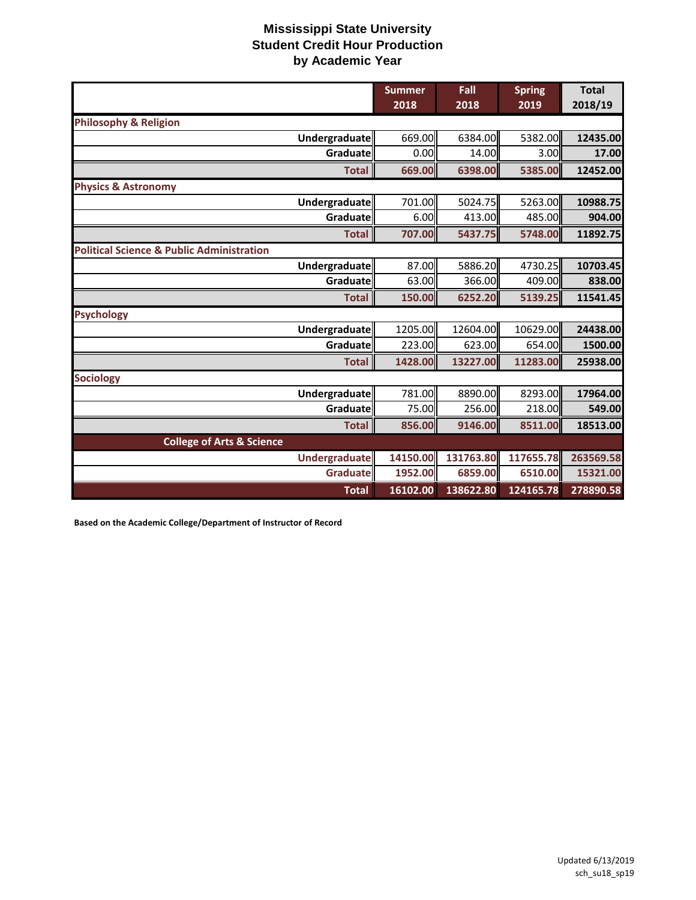# Mississippi State University
## Student Credit Hour Production
## by Academic Year

| | Summer 2018 | Fall 2018 | Spring 2019 | Total 2018/19 |
|---|---|---|---|---|
| **Philosophy & Religion** | | | | |
| Undergraduate | 669.00 | 6384.00 | 5382.00 | 12435.00 |
| Graduate | 0.00 | 14.00 | 3.00 | 17.00 |
| **Total** | 669.00 | 6398.00 | 5385.00 | 12452.00 |
| **Physics & Astronomy** | | | | |
| Undergraduate | 701.00 | 5024.75 | 5263.00 | 10988.75 |
| Graduate | 6.00 | 413.00 | 485.00 | 904.00 |
| **Total** | 707.00 | 5437.75 | 5748.00 | 11892.75 |
| **Political Science & Public Administration** | | | | |
| Undergraduate | 87.00 | 5886.20 | 4730.25 | 10703.45 |
| Graduate | 63.00 | 366.00 | 409.00 | 838.00 |
| **Total** | 150.00 | 6252.20 | 5139.25 | 11541.45 |
| **Psychology** | | | | |
| Undergraduate | 1205.00 | 12604.00 | 10629.00 | 24438.00 |
| Graduate | 223.00 | 623.00 | 654.00 | 1500.00 |
| **Total** | 1428.00 | 13227.00 | 11283.00 | 25938.00 |
| **Sociology** | | | | |
| Undergraduate | 781.00 | 8890.00 | 8293.00 | 17964.00 |
| Graduate | 75.00 | 256.00 | 218.00 | 549.00 |
| **Total** | 856.00 | 9146.00 | 8511.00 | 18513.00 |
| **College of Arts & Science** | | | | |
| Undergraduate | 14150.00 | 131763.80 | 117655.78 | 263569.58 |
| Graduate | 1952.00 | 6859.00 | 6510.00 | 15321.00 |
| **Total** | 16102.00 | 138622.80 | 124165.78 | 278890.58 |

**Based on the Academic College/Department of Instructor of Record**

Updated 6/13/2019
sch_su18_sp19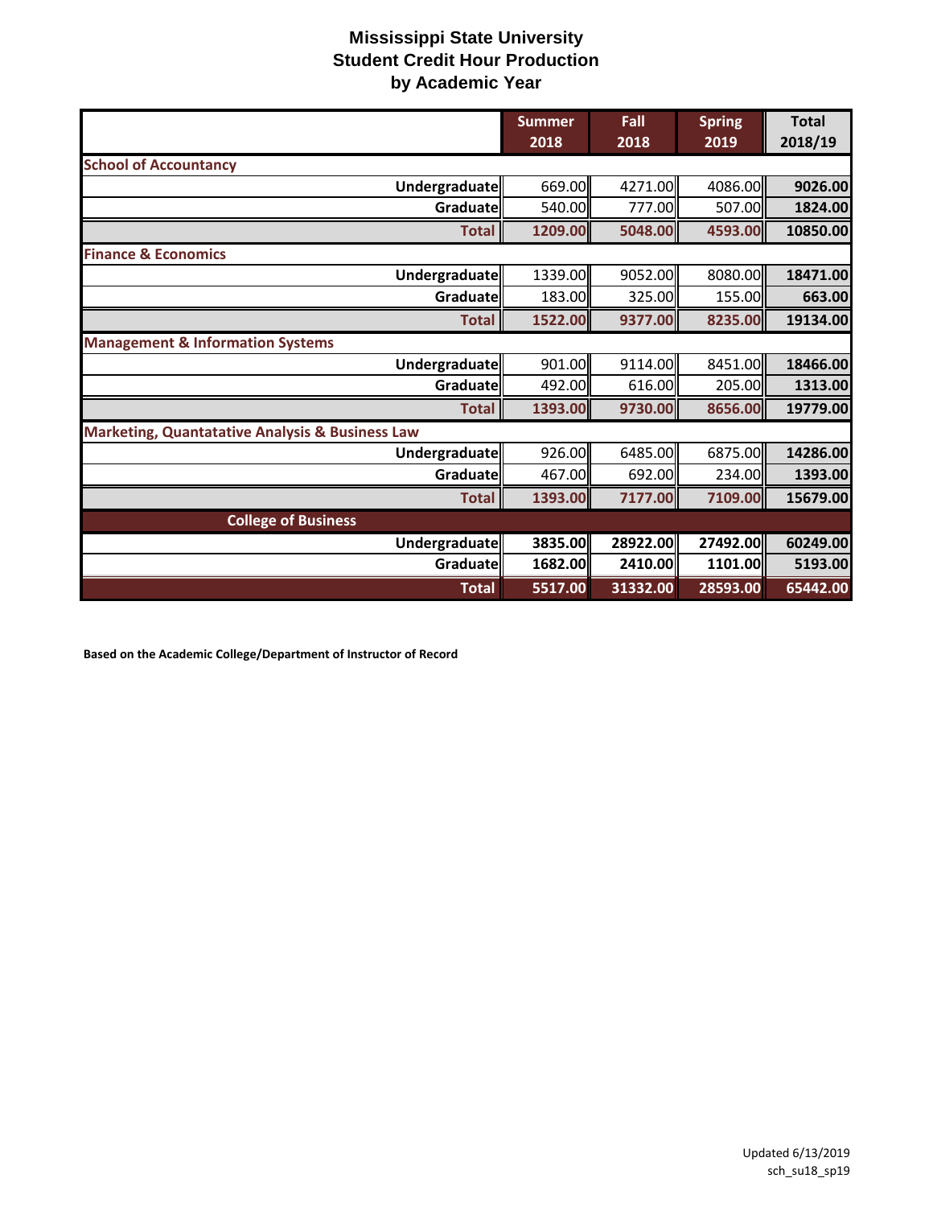# Mississippi State University
## Student Credit Hour Production
## by Academic Year

| | Summer 2018 | Fall 2018 | Spring 2019 | Total 2018/19 |
|---|---|---|---|---|
| **School of Accountancy** | | | | |
| Undergraduate | 669.00 | 4271.00 | 4086.00 | 9026.00 |
| Graduate | 540.00 | 777.00 | 507.00 | 1824.00 |
| **Total** | **1209.00** | **5048.00** | **4593.00** | **10850.00** |
| **Finance & Economics** | | | | |
| Undergraduate | 1339.00 | 9052.00 | 8080.00 | 18471.00 |
| Graduate | 183.00 | 325.00 | 155.00 | 663.00 |
| **Total** | **1522.00** | **9377.00** | **8235.00** | **19134.00** |
| **Management & Information Systems** | | | | |
| Undergraduate | 901.00 | 9114.00 | 8451.00 | 18466.00 |
| Graduate | 492.00 | 616.00 | 205.00 | 1313.00 |
| **Total** | **1393.00** | **9730.00** | **8656.00** | **19779.00** |
| **Marketing, Quantatative Analysis & Business Law** | | | | |
| Undergraduate | 926.00 | 6485.00 | 6875.00 | 14286.00 |
| Graduate | 467.00 | 692.00 | 234.00 | 1393.00 |
| **Total** | **1393.00** | **7177.00** | **7109.00** | **15679.00** |
| **College of Business** | | | | |
| Undergraduate | 3835.00 | 28922.00 | 27492.00 | 60249.00 |
| Graduate | 1682.00 | 2410.00 | 1101.00 | 5193.00 |
| **Total** | **5517.00** | **31332.00** | **28593.00** | **65442.00** |

**Based on the Academic College/Department of Instructor of Record**

Updated 6/13/2019
sch_su18_sp19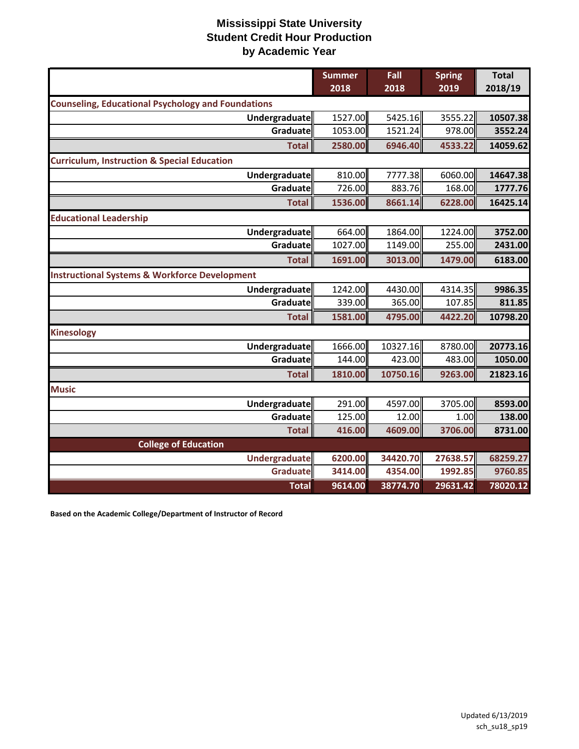# Mississippi State University
## Student Credit Hour Production
## by Academic Year

| | Summer 2018 | Fall 2018 | Spring 2019 | Total 2018/19 |
|---|---|---|---|---|
| **Counseling, Educational Psychology and Foundations** | | | | |
| Undergraduate | 1527.00 | 5425.16 | 3555.22 | **10507.38** |
| Graduate | 1053.00 | 1521.24 | 978.00 | **3552.24** |
| **Total** | **2580.00** | **6946.40** | **4533.22** | **14059.62** |
| **Curriculum, Instruction & Special Education** | | | | |
| Undergraduate | 810.00 | 7777.38 | 6060.00 | **14647.38** |
| Graduate | 726.00 | 883.76 | 168.00 | **1777.76** |
| **Total** | **1536.00** | **8661.14** | **6228.00** | **16425.14** |
| **Educational Leadership** | | | | |
| Undergraduate | 664.00 | 1864.00 | 1224.00 | **3752.00** |
| Graduate | 1027.00 | 1149.00 | 255.00 | **2431.00** |
| **Total** | **1691.00** | **3013.00** | **1479.00** | **6183.00** |
| **Instructional Systems & Workforce Development** | | | | |
| Undergraduate | 1242.00 | 4430.00 | 4314.35 | **9986.35** |
| Graduate | 339.00 | 365.00 | 107.85 | **811.85** |
| **Total** | **1581.00** | **4795.00** | **4422.20** | **10798.20** |
| **Kinesology** | | | | |
| Undergraduate | 1666.00 | 10327.16 | 8780.00 | **20773.16** |
| Graduate | 144.00 | 423.00 | 483.00 | **1050.00** |
| **Total** | **1810.00** | **10750.16** | **9263.00** | **21823.16** |
| **Music** | | | | |
| Undergraduate | 291.00 | 4597.00 | 3705.00 | **8593.00** |
| Graduate | 125.00 | 12.00 | 1.00 | **138.00** |
| **Total** | **416.00** | **4609.00** | **3706.00** | **8731.00** |
| **College of Education** | | | | |
| **Undergraduate** | **6200.00** | **34420.70** | **27638.57** | **68259.27** |
| **Graduate** | **3414.00** | **4354.00** | **1992.85** | **9760.85** |
| **Total** | **9614.00** | **38774.70** | **29631.42** | **78020.12** |

**Based on the Academic College/Department of Instructor of Record**

Updated 6/13/2019
sch_su18_sp19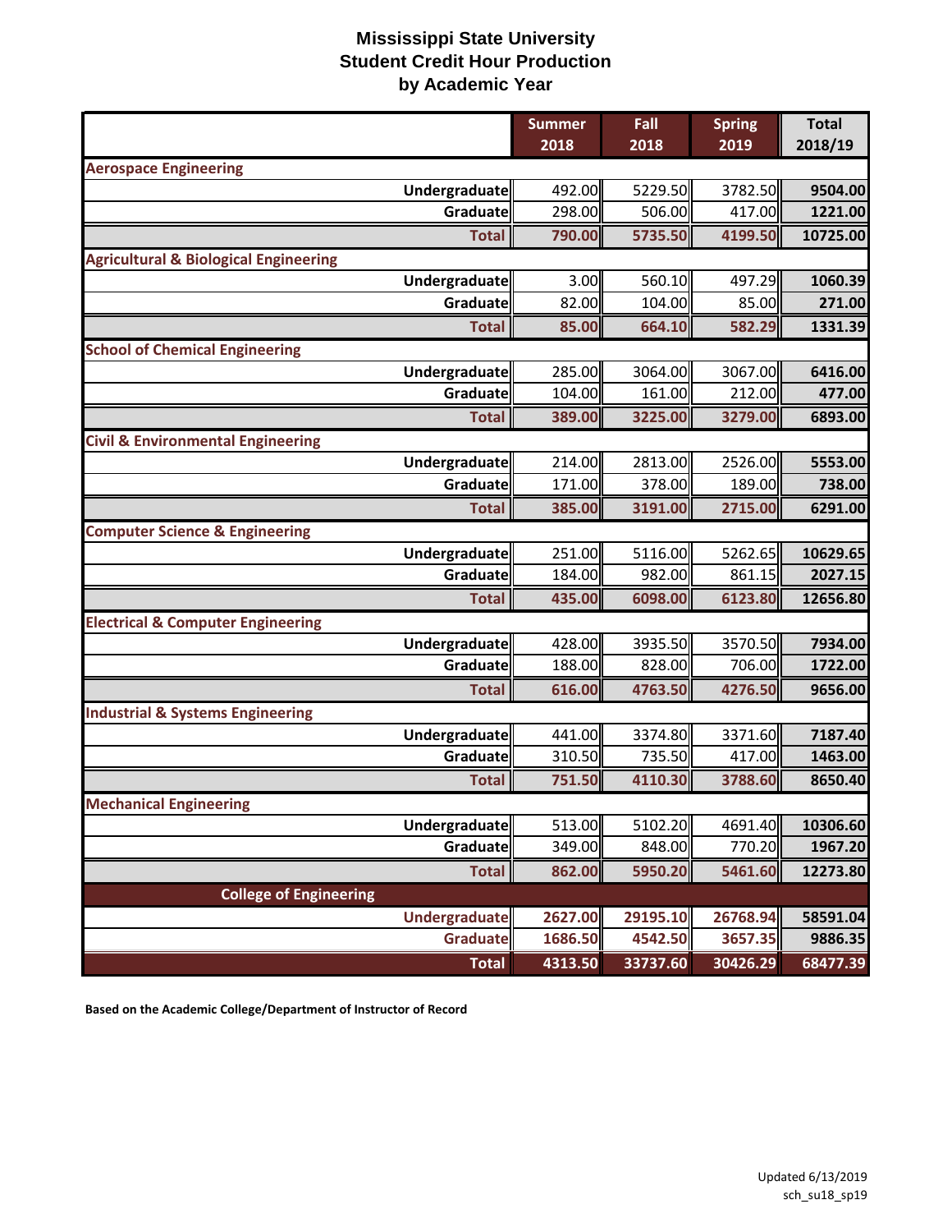# Mississippi State University
## Student Credit Hour Production
## by Academic Year

| | Summer 2018 | Fall 2018 | Spring 2019 | Total 2018/19 |
|---|---|---|---|---|
| **Aerospace Engineering** | | | | |
| Undergraduate | 492.00 | 5229.50 | 3782.50 | 9504.00 |
| Graduate | 298.00 | 506.00 | 417.00 | 1221.00 |
| Total | 790.00 | 5735.50 | 4199.50 | 10725.00 |
| **Agricultural & Biological Engineering** | | | | |
| Undergraduate | 3.00 | 560.10 | 497.29 | 1060.39 |
| Graduate | 82.00 | 104.00 | 85.00 | 271.00 |
| Total | 85.00 | 664.10 | 582.29 | 1331.39 |
| **School of Chemical Engineering** | | | | |
| Undergraduate | 285.00 | 3064.00 | 3067.00 | 6416.00 |
| Graduate | 104.00 | 161.00 | 212.00 | 477.00 |
| Total | 389.00 | 3225.00 | 3279.00 | 6893.00 |
| **Civil & Environmental Engineering** | | | | |
| Undergraduate | 214.00 | 2813.00 | 2526.00 | 5553.00 |
| Graduate | 171.00 | 378.00 | 189.00 | 738.00 |
| Total | 385.00 | 3191.00 | 2715.00 | 6291.00 |
| **Computer Science & Engineering** | | | | |
| Undergraduate | 251.00 | 5116.00 | 5262.65 | 10629.65 |
| Graduate | 184.00 | 982.00 | 861.15 | 2027.15 |
| Total | 435.00 | 6098.00 | 6123.80 | 12656.80 |
| **Electrical & Computer Engineering** | | | | |
| Undergraduate | 428.00 | 3935.50 | 3570.50 | 7934.00 |
| Graduate | 188.00 | 828.00 | 706.00 | 1722.00 |
| Total | 616.00 | 4763.50 | 4276.50 | 9656.00 |
| **Industrial & Systems Engineering** | | | | |
| Undergraduate | 441.00 | 3374.80 | 3371.60 | 7187.40 |
| Graduate | 310.50 | 735.50 | 417.00 | 1463.00 |
| Total | 751.50 | 4110.30 | 3788.60 | 8650.40 |
| **Mechanical Engineering** | | | | |
| Undergraduate | 513.00 | 5102.20 | 4691.40 | 10306.60 |
| Graduate | 349.00 | 848.00 | 770.20 | 1967.20 |
| Total | 862.00 | 5950.20 | 5461.60 | 12273.80 |
| **College of Engineering** | | | | |
| Undergraduate | 2627.00 | 29195.10 | 26768.94 | 58591.04 |
| Graduate | 1686.50 | 4542.50 | 3657.35 | 9886.35 |
| Total | 4313.50 | 33737.60 | 30426.29 | 68477.39 |

**Based on the Academic College/Department of Instructor of Record**

Updated 6/13/2019
sch_su18_sp19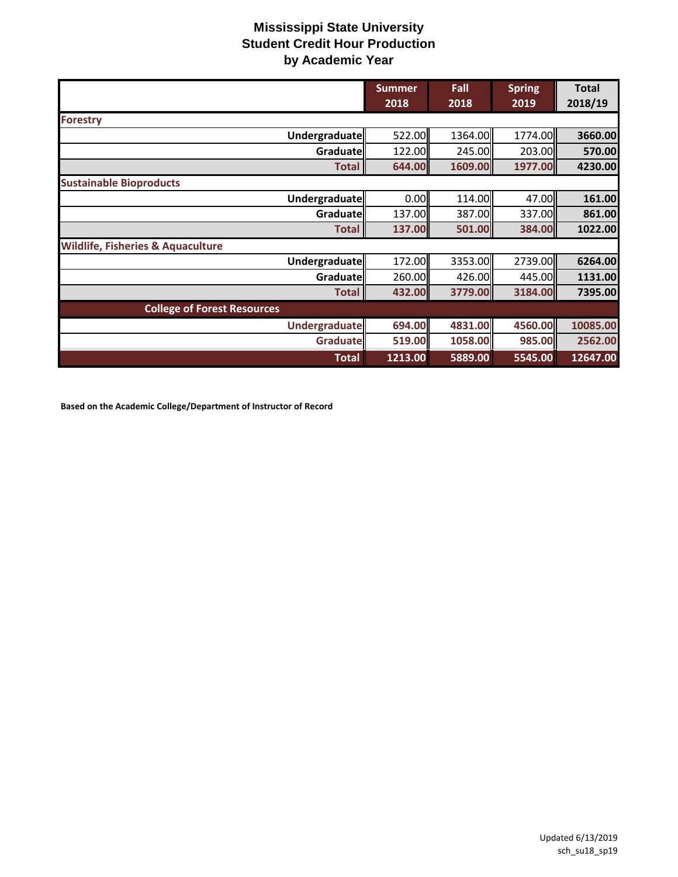# Mississippi State University
## Student Credit Hour Production
## by Academic Year

| | Summer 2018 | Fall 2018 | Spring 2019 | Total 2018/19 |
|---|---|---|---|---|
| **Forestry** | | | | |
| **Undergraduate** | 522.00 | 1364.00 | 1774.00 | **3660.00** |
| **Graduate** | 122.00 | 245.00 | 203.00 | **570.00** |
| **Total** | **644.00** | **1609.00** | **1977.00** | **4230.00** |
| **Sustainable Bioproducts** | | | | |
| **Undergraduate** | 0.00 | 114.00 | 47.00 | **161.00** |
| **Graduate** | 137.00 | 387.00 | 337.00 | **861.00** |
| **Total** | **137.00** | **501.00** | **384.00** | **1022.00** |
| **Wildlife, Fisheries & Aquaculture** | | | | |
| **Undergraduate** | 172.00 | 3353.00 | 2739.00 | **6264.00** |
| **Graduate** | 260.00 | 426.00 | 445.00 | **1131.00** |
| **Total** | **432.00** | **3779.00** | **3184.00** | **7395.00** |
| **College of Forest Resources** | | | | |
| **Undergraduate** | **694.00** | **4831.00** | **4560.00** | **10085.00** |
| **Graduate** | **519.00** | **1058.00** | **985.00** | **2562.00** |
| **Total** | **1213.00** | **5889.00** | **5545.00** | **12647.00** |

**Based on the Academic College/Department of Instructor of Record**

Updated 6/13/2019
sch_su18_sp19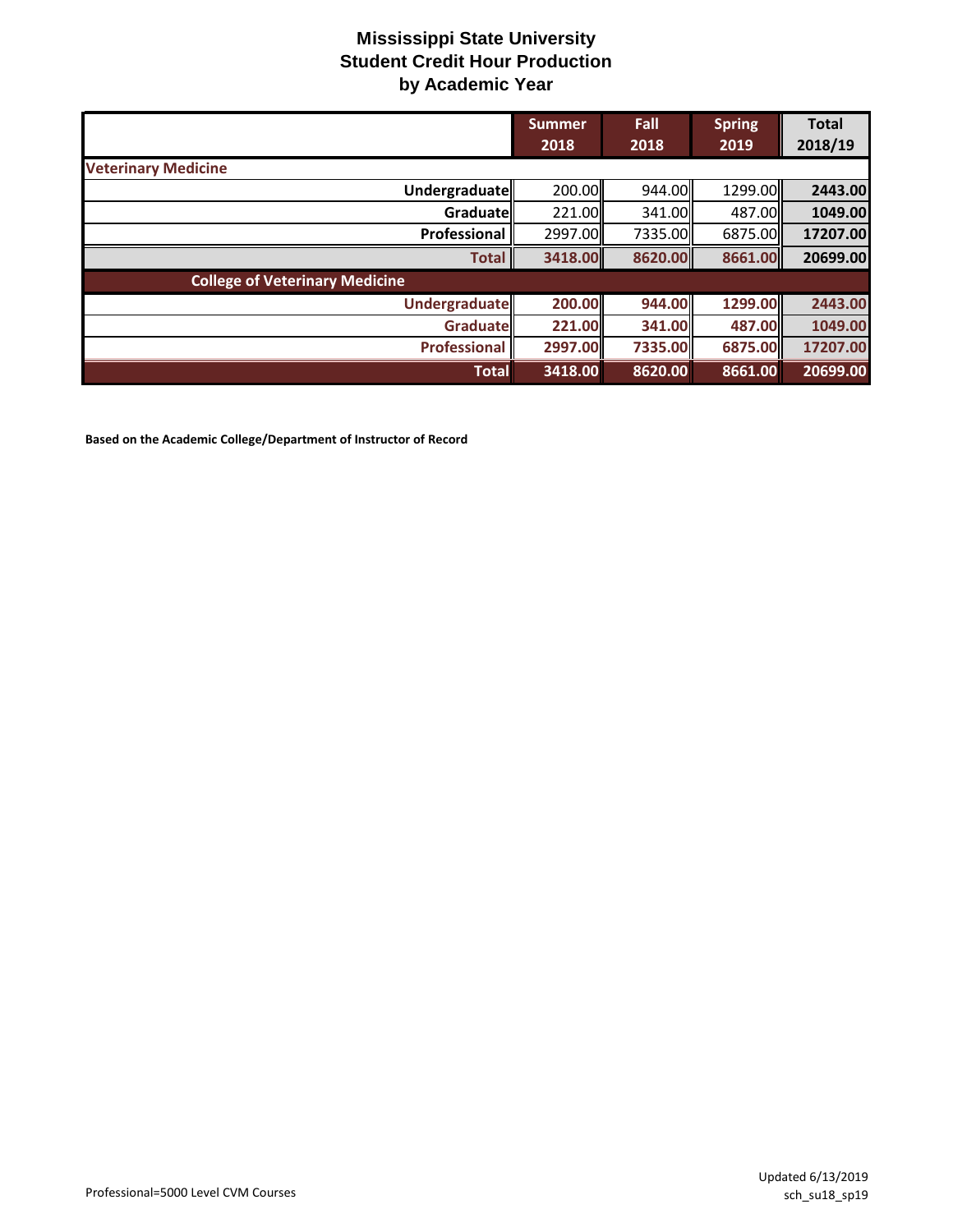# Mississippi State University
## Student Credit Hour Production
## by Academic Year

| | Summer 2018 | Fall 2018 | Spring 2019 | Total 2018/19 |
|---|---|---|---|---|
| **Veterinary Medicine** | | | | |
| **Undergraduate** | 200.00 | 944.00 | 1299.00 | **2443.00** |
| **Graduate** | 221.00 | 341.00 | 487.00 | **1049.00** |
| **Professional** | 2997.00 | 7335.00 | 6875.00 | **17207.00** |
| **Total** | **3418.00** | **8620.00** | **8661.00** | **20699.00** |
| **College of Veterinary Medicine** | | | | |
| **Undergraduate** | **200.00** | **944.00** | **1299.00** | **2443.00** |
| **Graduate** | **221.00** | **341.00** | **487.00** | **1049.00** |
| **Professional** | **2997.00** | **7335.00** | **6875.00** | **17207.00** |
| **Total** | **3418.00** | **8620.00** | **8661.00** | **20699.00** |

**Based on the Academic College/Department of Instructor of Record**

Professional=5000 Level CVM Courses

Updated 6/13/2019
sch_su18_sp19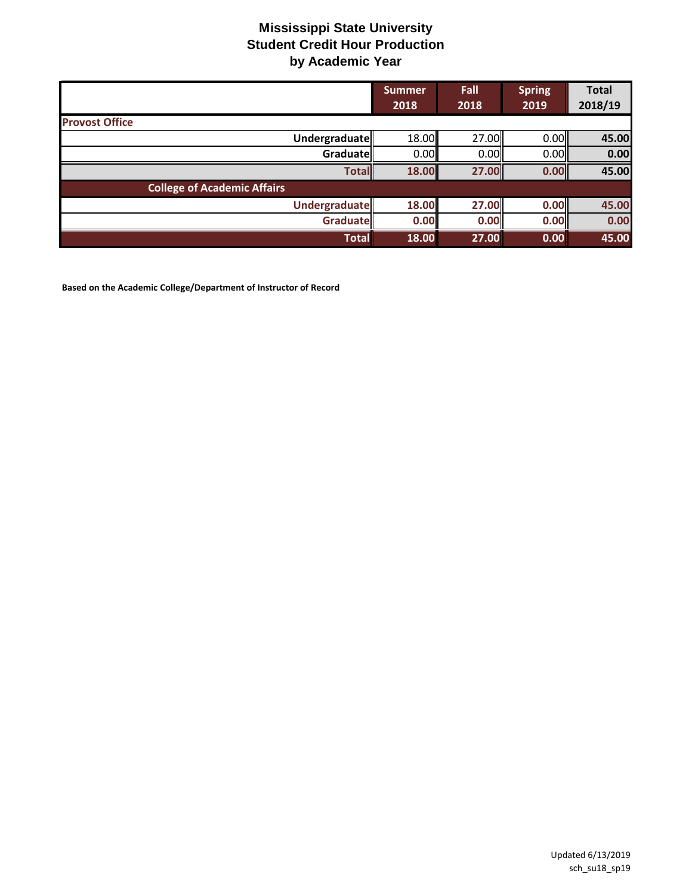# Mississippi State University
## Student Credit Hour Production
### by Academic Year

| | Summer 2018 | Fall 2018 | Spring 2019 | Total 2018/19 |
|---|---|---|---|---|
| **Provost Office** | | | | |
| **Undergraduate** | 18.00 | 27.00 | 0.00 | **45.00** |
| **Graduate** | 0.00 | 0.00 | 0.00 | **0.00** |
| **Total** | **18.00** | **27.00** | **0.00** | **45.00** |
| **College of Academic Affairs** | | | | |
| **Undergraduate** | **18.00** | **27.00** | **0.00** | **45.00** |
| **Graduate** | **0.00** | **0.00** | **0.00** | **0.00** |
| **Total** | **18.00** | **27.00** | **0.00** | **45.00** |

**Based on the Academic College/Department of Instructor of Record**

Updated 6/13/2019
sch_su18_sp19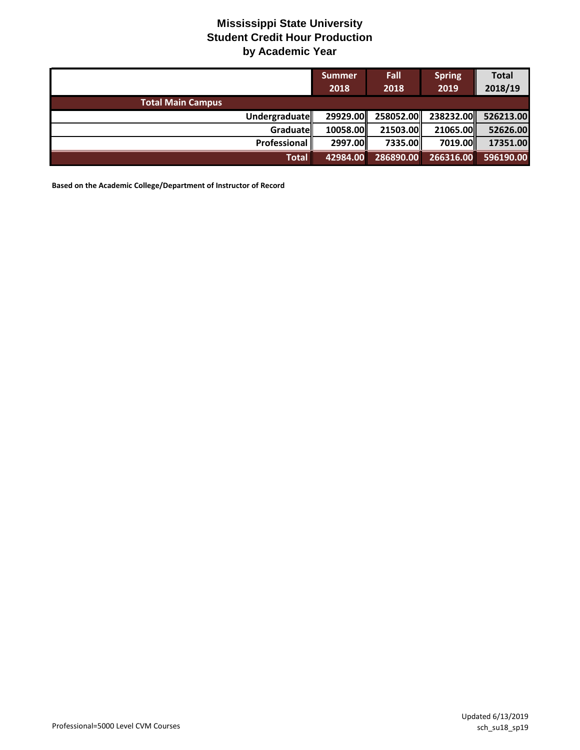# Mississippi State University
## Student Credit Hour Production
### by Academic Year

| | Summer 2018 | Fall 2018 | Spring 2019 | Total 2018/19 |
|---|---|---|---|---|
| **Total Main Campus** | | | | |
| Undergraduate | 29929.00 | 258052.00 | 238232.00 | 526213.00 |
| Graduate | 10058.00 | 21503.00 | 21065.00 | 52626.00 |
| Professional | 2997.00 | 7335.00 | 7019.00 | 17351.00 |
| **Total** | **42984.00** | **286890.00** | **266316.00** | **596190.00** |

**Based on the Academic College/Department of Instructor of Record**

Professional=5000 Level CVM Courses

Updated 6/13/2019
sch_su18_sp19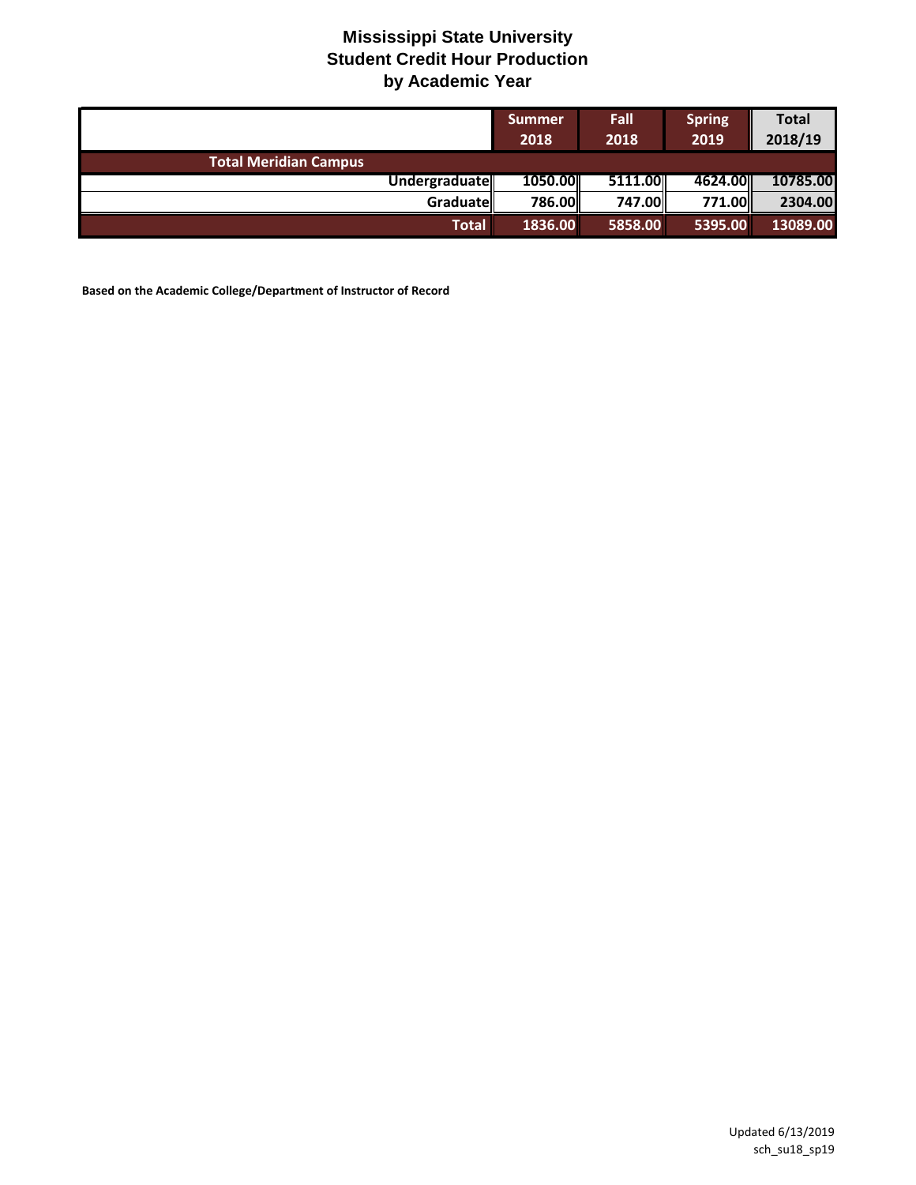# Mississippi State University
## Student Credit Hour Production
### by Academic Year

| | Summer 2018 | Fall 2018 | Spring 2019 | Total 2018/19 |
|---|---|---|---|---|
| **Total Meridian Campus** | | | | |
| Undergraduate | 1050.00 | 5111.00 | 4624.00 | 10785.00 |
| Graduate | 786.00 | 747.00 | 771.00 | 2304.00 |
| **Total** | **1836.00** | **5858.00** | **5395.00** | **13089.00** |

**Based on the Academic College/Department of Instructor of Record**

Updated 6/13/2019
sch_su18_sp19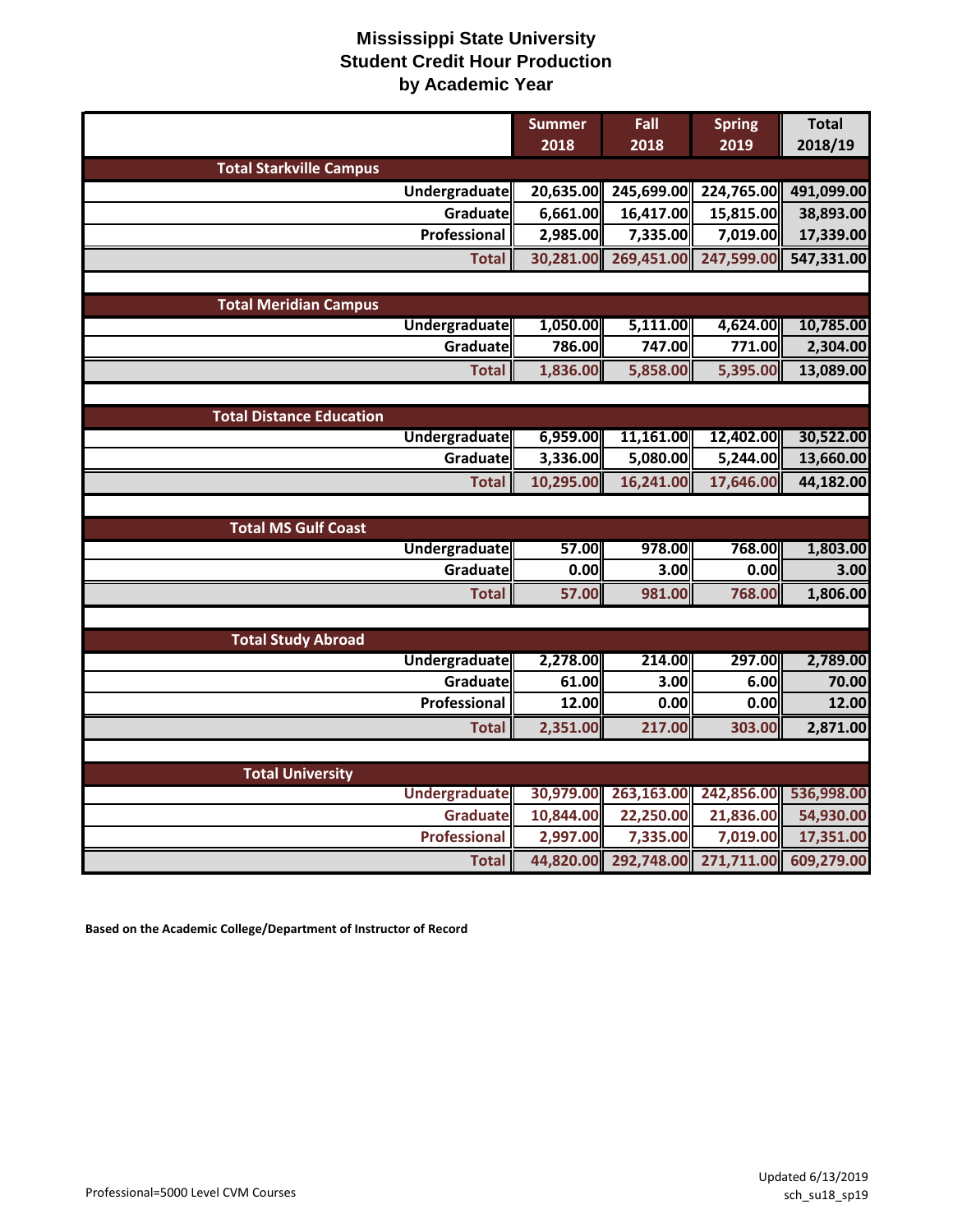# Mississippi State University
## Student Credit Hour Production
## by Academic Year

| | Summer 2018 | Fall 2018 | Spring 2019 | Total 2018/19 |
|---|---|---|---|---|
| **Total Starkville Campus** | | | | |
| Undergraduate | 20,635.00 | 245,699.00 | 224,765.00 | 491,099.00 |
| Graduate | 6,661.00 | 16,417.00 | 15,815.00 | 38,893.00 |
| Professional | 2,985.00 | 7,335.00 | 7,019.00 | 17,339.00 |
| **Total** | 30,281.00 | 269,451.00 | 247,599.00 | 547,331.00 |
| **Total Meridian Campus** | | | | |
| Undergraduate | 1,050.00 | 5,111.00 | 4,624.00 | 10,785.00 |
| Graduate | 786.00 | 747.00 | 771.00 | 2,304.00 |
| **Total** | 1,836.00 | 5,858.00 | 5,395.00 | 13,089.00 |
| **Total Distance Education** | | | | |
| Undergraduate | 6,959.00 | 11,161.00 | 12,402.00 | 30,522.00 |
| Graduate | 3,336.00 | 5,080.00 | 5,244.00 | 13,660.00 |
| **Total** | 10,295.00 | 16,241.00 | 17,646.00 | 44,182.00 |
| **Total MS Gulf Coast** | | | | |
| Undergraduate | 57.00 | 978.00 | 768.00 | 1,803.00 |
| Graduate | 0.00 | 3.00 | 0.00 | 3.00 |
| **Total** | 57.00 | 981.00 | 768.00 | 1,806.00 |
| **Total Study Abroad** | | | | |
| Undergraduate | 2,278.00 | 214.00 | 297.00 | 2,789.00 |
| Graduate | 61.00 | 3.00 | 6.00 | 70.00 |
| Professional | 12.00 | 0.00 | 0.00 | 12.00 |
| **Total** | 2,351.00 | 217.00 | 303.00 | 2,871.00 |
| **Total University** | | | | |
| Undergraduate | 30,979.00 | 263,163.00 | 242,856.00 | 536,998.00 |
| Graduate | 10,844.00 | 22,250.00 | 21,836.00 | 54,930.00 |
| Professional | 2,997.00 | 7,335.00 | 7,019.00 | 17,351.00 |
| **Total** | 44,820.00 | 292,748.00 | 271,711.00 | 609,279.00 |

**Based on the Academic College/Department of Instructor of Record**

Professional=5000 Level CVM Courses

Updated 6/13/2019
sch_su18_sp19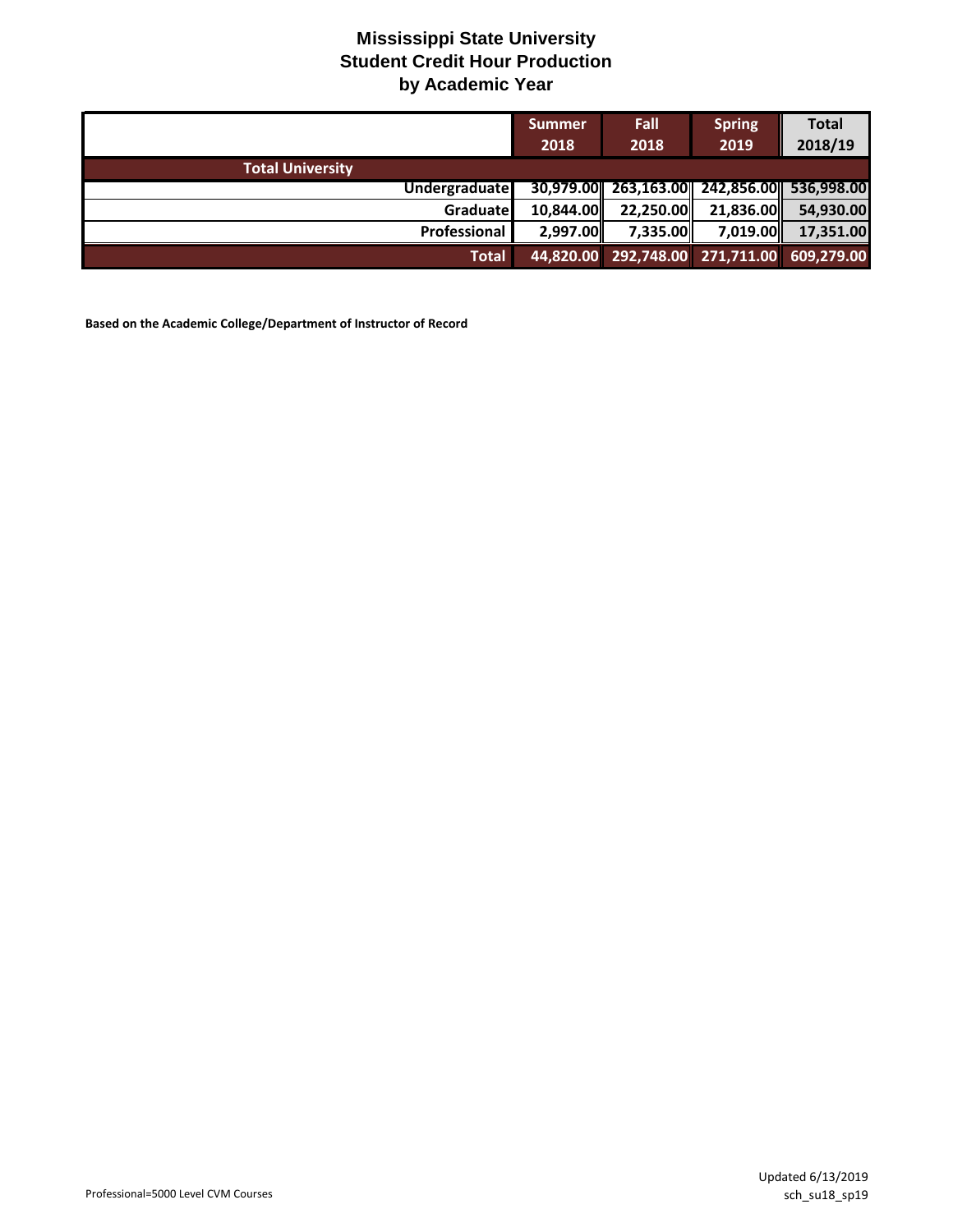# Mississippi State University
## Student Credit Hour Production
## by Academic Year

| | Summer 2018 | Fall 2018 | Spring 2019 | Total 2018/19 |
|---|---|---|---|---|
| **Total University** | | | | |
| Undergraduate | 30,979.00 | 263,163.00 | 242,856.00 | 536,998.00 |
| Graduate | 10,844.00 | 22,250.00 | 21,836.00 | 54,930.00 |
| Professional | 2,997.00 | 7,335.00 | 7,019.00 | 17,351.00 |
| **Total** | 44,820.00 | 292,748.00 | 271,711.00 | 609,279.00 |

**Based on the Academic College/Department of Instructor of Record**

Professional=5000 Level CVM Courses

Updated 6/13/2019
sch_su18_sp19